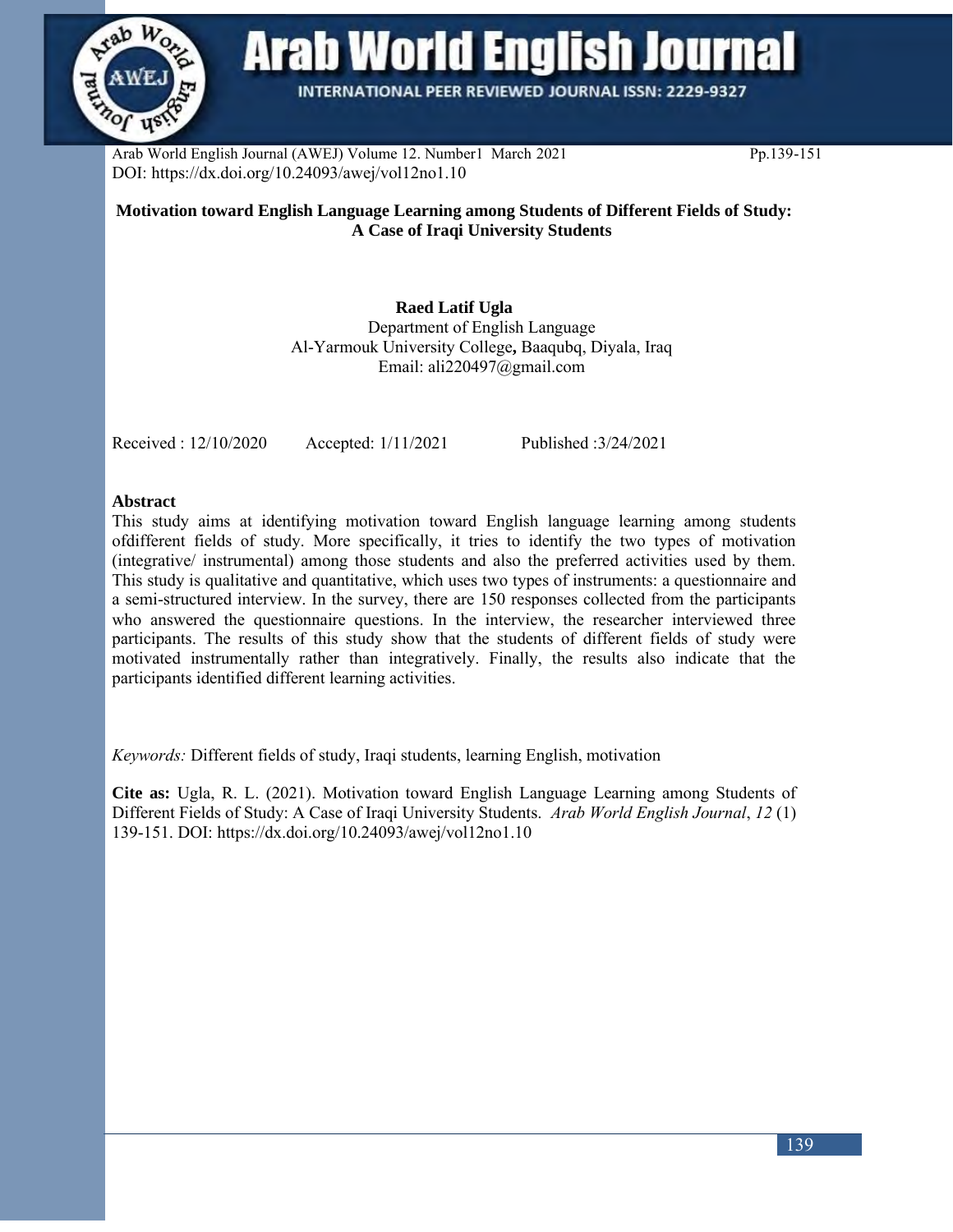# Motivation toward English Language Learning among Students of Different Fields of Study: A Case of Iraqi University Students

**Raed Latif Ugla**
Department of English Language
Al-Yarmouk University College**,** Baaqubq, Diyala, Iraq
Email: ali220497@gmail.com

Received : 12/10/2020 Accepted: 1/11/2021 Published :3/24/2021

## Abstract

This study aims at identifying motivation toward English language learning among students ofdifferent fields of study. More specifically, it tries to identify the two types of motivation (integrative/ instrumental) among those students and also the preferred activities used by them. This study is qualitative and quantitative, which uses two types of instruments: a questionnaire and a semi-structured interview. In the survey, there are 150 responses collected from the participants who answered the questionnaire questions. In the interview, the researcher interviewed three participants. The results of this study show that the students of different fields of study were motivated instrumentally rather than integratively. Finally, the results also indicate that the participants identified different learning activities.

*Keywords:* Different fields of study, Iraqi students, learning English, motivation

**Cite as:** Ugla, R. L. (2021). Motivation toward English Language Learning among Students of Different Fields of Study: A Case of Iraqi University Students. *Arab World English Journal*, *12* (1) 139-151. DOI: https://dx.doi.org/10.24093/awej/vol12no1.10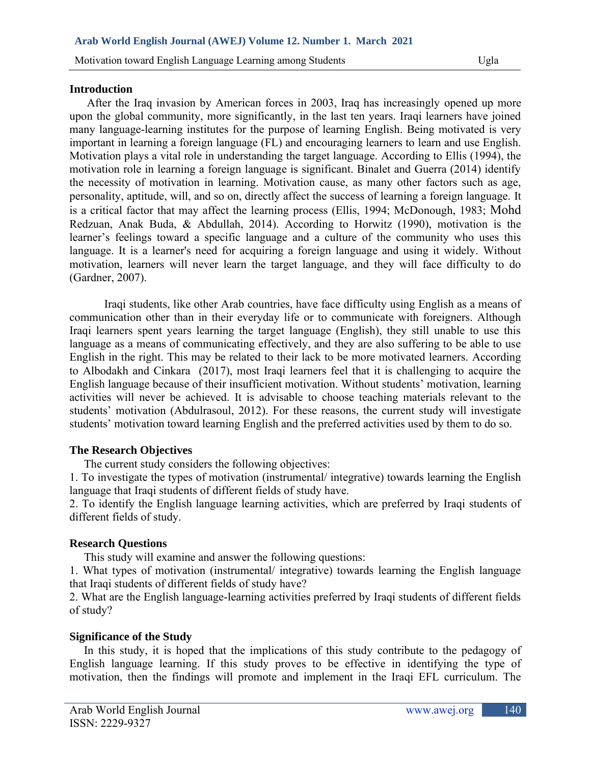## Introduction

After the Iraq invasion by American forces in 2003, Iraq has increasingly opened up more upon the global community, more significantly, in the last ten years. Iraqi learners have joined many language-learning institutes for the purpose of learning English. Being motivated is very important in learning a foreign language (FL) and encouraging learners to learn and use English. Motivation plays a vital role in understanding the target language. According to Ellis (1994), the motivation role in learning a foreign language is significant. Binalet and Guerra (2014) identify the necessity of motivation in learning. Motivation cause, as many other factors such as age, personality, aptitude, will, and so on, directly affect the success of learning a foreign language. It is a critical factor that may affect the learning process (Ellis, 1994; McDonough, 1983; Mohd Redzuan, Anak Buda, & Abdullah, 2014). According to Horwitz (1990), motivation is the learner's feelings toward a specific language and a culture of the community who uses this language. It is a learner's need for acquiring a foreign language and using it widely. Without motivation, learners will never learn the target language, and they will face difficulty to do (Gardner, 2007).

Iraqi students, like other Arab countries, have face difficulty using English as a means of communication other than in their everyday life or to communicate with foreigners. Although Iraqi learners spent years learning the target language (English), they still unable to use this language as a means of communicating effectively, and they are also suffering to be able to use English in the right. This may be related to their lack to be more motivated learners. According to Albodakh and Cinkara (2017), most Iraqi learners feel that it is challenging to acquire the English language because of their insufficient motivation. Without students' motivation, learning activities will never be achieved. It is advisable to choose teaching materials relevant to the students' motivation (Abdulrasoul, 2012). For these reasons, the current study will investigate students' motivation toward learning English and the preferred activities used by them to do so.

## The Research Objectives

The current study considers the following objectives:

1. To investigate the types of motivation (instrumental/ integrative) towards learning the English language that Iraqi students of different fields of study have.
2. To identify the English language learning activities, which are preferred by Iraqi students of different fields of study.

## Research Questions

This study will examine and answer the following questions:

1. What types of motivation (instrumental/ integrative) towards learning the English language that Iraqi students of different fields of study have?
2. What are the English language-learning activities preferred by Iraqi students of different fields of study?

## Significance of the Study

In this study, it is hoped that the implications of this study contribute to the pedagogy of English language learning. If this study proves to be effective in identifying the type of motivation, then the findings will promote and implement in the Iraqi EFL curriculum. The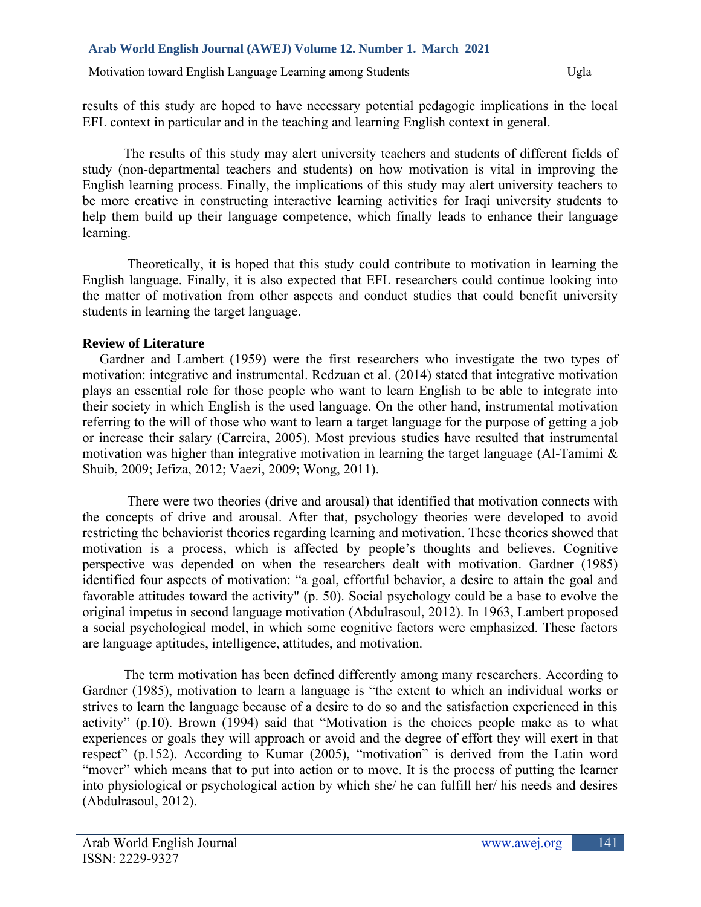results of this study are hoped to have necessary potential pedagogic implications in the local EFL context in particular and in the teaching and learning English context in general.

The results of this study may alert university teachers and students of different fields of study (non-departmental teachers and students) on how motivation is vital in improving the English learning process. Finally, the implications of this study may alert university teachers to be more creative in constructing interactive learning activities for Iraqi university students to help them build up their language competence, which finally leads to enhance their language learning.

Theoretically, it is hoped that this study could contribute to motivation in learning the English language. Finally, it is also expected that EFL researchers could continue looking into the matter of motivation from other aspects and conduct studies that could benefit university students in learning the target language.

**Review of Literature**

Gardner and Lambert (1959) were the first researchers who investigate the two types of motivation: integrative and instrumental. Redzuan et al. (2014) stated that integrative motivation plays an essential role for those people who want to learn English to be able to integrate into their society in which English is the used language. On the other hand, instrumental motivation referring to the will of those who want to learn a target language for the purpose of getting a job or increase their salary (Carreira, 2005). Most previous studies have resulted that instrumental motivation was higher than integrative motivation in learning the target language (Al-Tamimi & Shuib, 2009; Jefiza, 2012; Vaezi, 2009; Wong, 2011).

There were two theories (drive and arousal) that identified that motivation connects with the concepts of drive and arousal. After that, psychology theories were developed to avoid restricting the behaviorist theories regarding learning and motivation. These theories showed that motivation is a process, which is affected by people's thoughts and believes. Cognitive perspective was depended on when the researchers dealt with motivation. Gardner (1985) identified four aspects of motivation: "a goal, effortful behavior, a desire to attain the goal and favorable attitudes toward the activity" (p. 50). Social psychology could be a base to evolve the original impetus in second language motivation (Abdulrasoul, 2012). In 1963, Lambert proposed a social psychological model, in which some cognitive factors were emphasized. These factors are language aptitudes, intelligence, attitudes, and motivation.

The term motivation has been defined differently among many researchers. According to Gardner (1985), motivation to learn a language is "the extent to which an individual works or strives to learn the language because of a desire to do so and the satisfaction experienced in this activity" (p.10). Brown (1994) said that "Motivation is the choices people make as to what experiences or goals they will approach or avoid and the degree of effort they will exert in that respect" (p.152). According to Kumar (2005), "motivation" is derived from the Latin word "mover" which means that to put into action or to move. It is the process of putting the learner into physiological or psychological action by which she/ he can fulfill her/ his needs and desires (Abdulrasoul, 2012).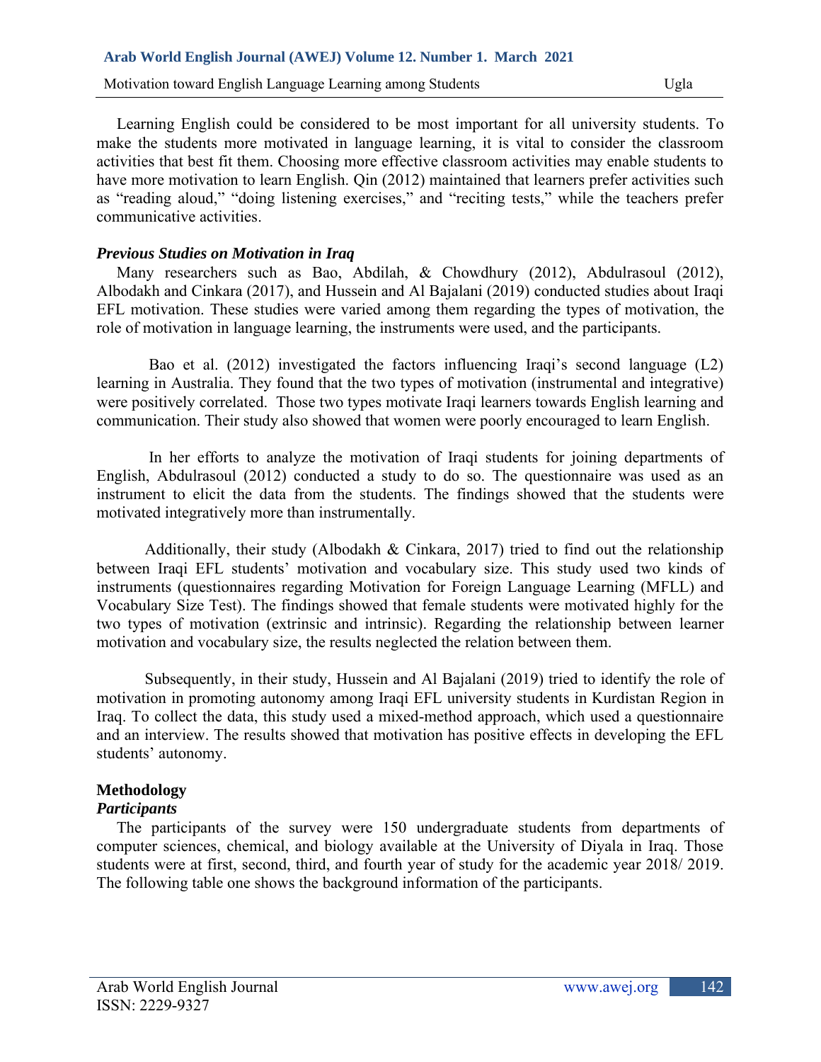Learning English could be considered to be most important for all university students. To make the students more motivated in language learning, it is vital to consider the classroom activities that best fit them. Choosing more effective classroom activities may enable students to have more motivation to learn English. Qin (2012) maintained that learners prefer activities such as "reading aloud," "doing listening exercises," and "reciting tests," while the teachers prefer communicative activities.

### *Previous Studies on Motivation in Iraq*

Many researchers such as Bao, Abdilah, & Chowdhury (2012), Abdulrasoul (2012), Albodakh and Cinkara (2017), and Hussein and Al Bajalani (2019) conducted studies about Iraqi EFL motivation. These studies were varied among them regarding the types of motivation, the role of motivation in language learning, the instruments were used, and the participants.

Bao et al. (2012) investigated the factors influencing Iraqi's second language (L2) learning in Australia. They found that the two types of motivation (instrumental and integrative) were positively correlated. Those two types motivate Iraqi learners towards English learning and communication. Their study also showed that women were poorly encouraged to learn English.

In her efforts to analyze the motivation of Iraqi students for joining departments of English, Abdulrasoul (2012) conducted a study to do so. The questionnaire was used as an instrument to elicit the data from the students. The findings showed that the students were motivated integratively more than instrumentally.

Additionally, their study (Albodakh & Cinkara, 2017) tried to find out the relationship between Iraqi EFL students' motivation and vocabulary size. This study used two kinds of instruments (questionnaires regarding Motivation for Foreign Language Learning (MFLL) and Vocabulary Size Test). The findings showed that female students were motivated highly for the two types of motivation (extrinsic and intrinsic). Regarding the relationship between learner motivation and vocabulary size, the results neglected the relation between them.

Subsequently, in their study, Hussein and Al Bajalani (2019) tried to identify the role of motivation in promoting autonomy among Iraqi EFL university students in Kurdistan Region in Iraq. To collect the data, this study used a mixed-method approach, which used a questionnaire and an interview. The results showed that motivation has positive effects in developing the EFL students' autonomy.

## Methodology

### *Participants*

The participants of the survey were 150 undergraduate students from departments of computer sciences, chemical, and biology available at the University of Diyala in Iraq. Those students were at first, second, third, and fourth year of study for the academic year 2018/ 2019. The following table one shows the background information of the participants.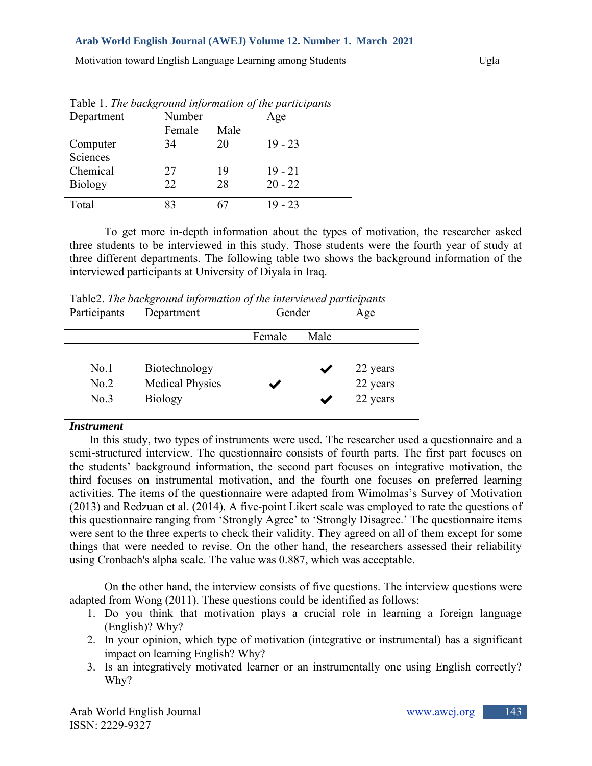Table 1. *The background information of the participants*

| Department | Number | | Age |
|---|---|---|---|
| | Female | Male | |
| Computer Sciences | 34 | 20 | 19 - 23 |
| Chemical | 27 | 19 | 19 - 21 |
| Biology | 22 | 28 | 20 - 22 |
| Total | 83 | 67 | 19 - 23 |

To get more in-depth information about the types of motivation, the researcher asked three students to be interviewed in this study. Those students were the fourth year of study at three different departments. The following table two shows the background information of the interviewed participants at University of Diyala in Iraq.

Table2. *The background information of the interviewed participants*

| Participants | Department | Gender | | Age |
|---|---|---|---|---|
| | | Female | Male | |
| No.1 | Biotechnology | | ✔ | 22 years |
| No.2 | Medical Physics | ✔ | | 22 years |
| No.3 | Biology | | ✔ | 22 years |

***Instrument***

In this study, two types of instruments were used. The researcher used a questionnaire and a semi-structured interview. The questionnaire consists of fourth parts. The first part focuses on the students' background information, the second part focuses on integrative motivation, the third focuses on instrumental motivation, and the fourth one focuses on preferred learning activities. The items of the questionnaire were adapted from Wimolmas's Survey of Motivation (2013) and Redzuan et al. (2014). A five-point Likert scale was employed to rate the questions of this questionnaire ranging from 'Strongly Agree' to 'Strongly Disagree.' The questionnaire items were sent to the three experts to check their validity. They agreed on all of them except for some things that were needed to revise. On the other hand, the researchers assessed their reliability using Cronbach's alpha scale. The value was 0.887, which was acceptable.

On the other hand, the interview consists of five questions. The interview questions were adapted from Wong (2011). These questions could be identified as follows:

1. Do you think that motivation plays a crucial role in learning a foreign language (English)? Why?
2. In your opinion, which type of motivation (integrative or instrumental) has a significant impact on learning English? Why?
3. Is an integratively motivated learner or an instrumentally one using English correctly? Why?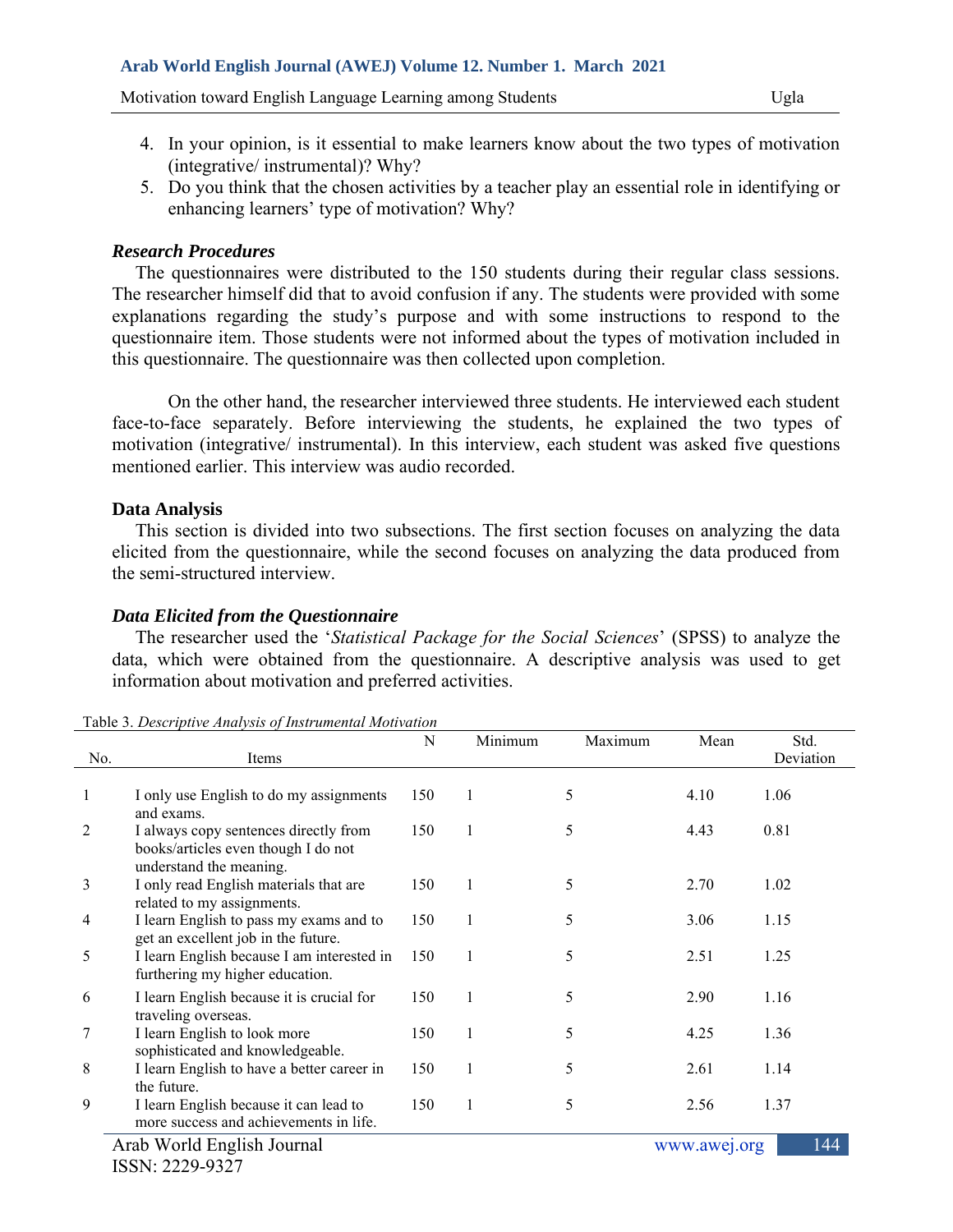4. In your opinion, is it essential to make learners know about the two types of motivation (integrative/ instrumental)? Why?
5. Do you think that the chosen activities by a teacher play an essential role in identifying or enhancing learners' type of motivation? Why?

### *Research Procedures*

The questionnaires were distributed to the 150 students during their regular class sessions. The researcher himself did that to avoid confusion if any. The students were provided with some explanations regarding the study's purpose and with some instructions to respond to the questionnaire item. Those students were not informed about the types of motivation included in this questionnaire. The questionnaire was then collected upon completion.

On the other hand, the researcher interviewed three students. He interviewed each student face-to-face separately. Before interviewing the students, he explained the two types of motivation (integrative/ instrumental). In this interview, each student was asked five questions mentioned earlier. This interview was audio recorded.

## Data Analysis

This section is divided into two subsections. The first section focuses on analyzing the data elicited from the questionnaire, while the second focuses on analyzing the data produced from the semi-structured interview.

### *Data Elicited from the Questionnaire*

The researcher used the '*Statistical Package for the Social Sciences*' (SPSS) to analyze the data, which were obtained from the questionnaire. A descriptive analysis was used to get information about motivation and preferred activities.

Table 3. *Descriptive Analysis of Instrumental Motivation*

| No. | Items | N | Minimum | Maximum | Mean | Std. Deviation |
|---|---|---|---|---|---|---|
| 1 | I only use English to do my assignments and exams. | 150 | 1 | 5 | 4.10 | 1.06 |
| 2 | I always copy sentences directly from books/articles even though I do not understand the meaning. | 150 | 1 | 5 | 4.43 | 0.81 |
| 3 | I only read English materials that are related to my assignments. | 150 | 1 | 5 | 2.70 | 1.02 |
| 4 | I learn English to pass my exams and to get an excellent job in the future. | 150 | 1 | 5 | 3.06 | 1.15 |
| 5 | I learn English because I am interested in furthering my higher education. | 150 | 1 | 5 | 2.51 | 1.25 |
| 6 | I learn English because it is crucial for traveling overseas. | 150 | 1 | 5 | 2.90 | 1.16 |
| 7 | I learn English to look more sophisticated and knowledgeable. | 150 | 1 | 5 | 4.25 | 1.36 |
| 8 | I learn English to have a better career in the future. | 150 | 1 | 5 | 2.61 | 1.14 |
| 9 | I learn English because it can lead to more success and achievements in life. | 150 | 1 | 5 | 2.56 | 1.37 |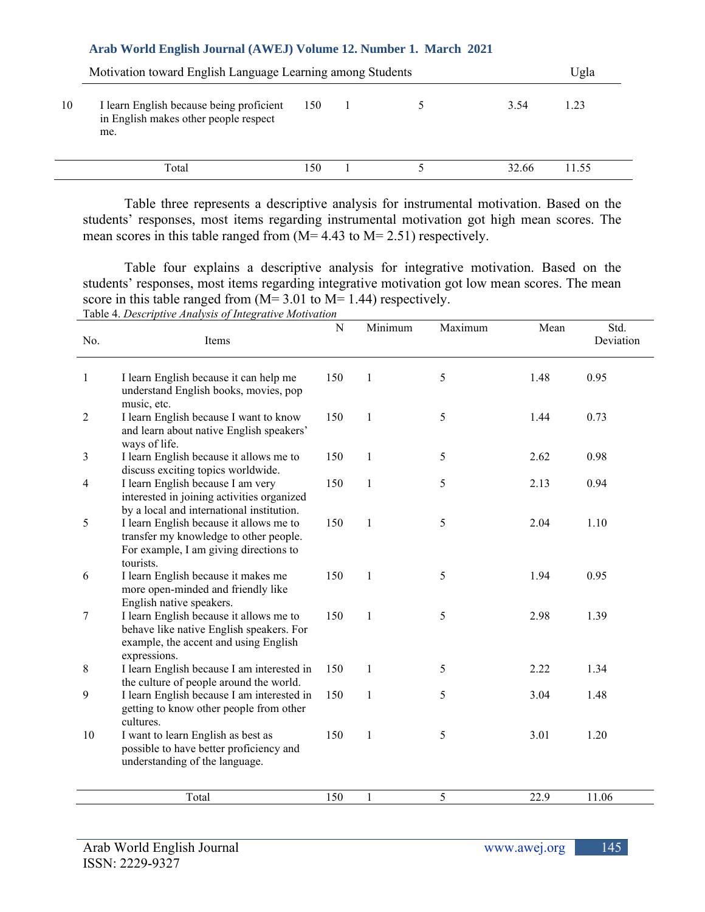| 10 | I learn English because being proficient in English makes other people respect me. | 150 | 1 | 5 | 3.54 | 1.23 |
|---|---|---|---|---|---|---|
| | Total | 150 | 1 | 5 | 32.66 | 11.55 |

Table three represents a descriptive analysis for instrumental motivation. Based on the students' responses, most items regarding instrumental motivation got high mean scores. The mean scores in this table ranged from (M= 4.43 to M= 2.51) respectively.

Table four explains a descriptive analysis for integrative motivation. Based on the students' responses, most items regarding integrative motivation got low mean scores. The mean score in this table ranged from (M= 3.01 to M= 1.44) respectively.

Table 4. *Descriptive Analysis of Integrative Motivation*

| No. | Items | N | Minimum | Maximum | Mean | Std. Deviation |
|---|---|---|---|---|---|---|
| 1 | I learn English because it can help me understand English books, movies, pop music, etc. | 150 | 1 | 5 | 1.48 | 0.95 |
| 2 | I learn English because I want to know and learn about native English speakers' ways of life. | 150 | 1 | 5 | 1.44 | 0.73 |
| 3 | I learn English because it allows me to discuss exciting topics worldwide. | 150 | 1 | 5 | 2.62 | 0.98 |
| 4 | I learn English because I am very interested in joining activities organized by a local and international institution. | 150 | 1 | 5 | 2.13 | 0.94 |
| 5 | I learn English because it allows me to transfer my knowledge to other people. For example, I am giving directions to tourists. | 150 | 1 | 5 | 2.04 | 1.10 |
| 6 | I learn English because it makes me more open-minded and friendly like English native speakers. | 150 | 1 | 5 | 1.94 | 0.95 |
| 7 | I learn English because it allows me to behave like native English speakers. For example, the accent and using English expressions. | 150 | 1 | 5 | 2.98 | 1.39 |
| 8 | I learn English because I am interested in the culture of people around the world. | 150 | 1 | 5 | 2.22 | 1.34 |
| 9 | I learn English because I am interested in getting to know other people from other cultures. | 150 | 1 | 5 | 3.04 | 1.48 |
| 10 | I want to learn English as best as possible to have better proficiency and understanding of the language. | 150 | 1 | 5 | 3.01 | 1.20 |
| | Total | 150 | 1 | 5 | 22.9 | 11.06 |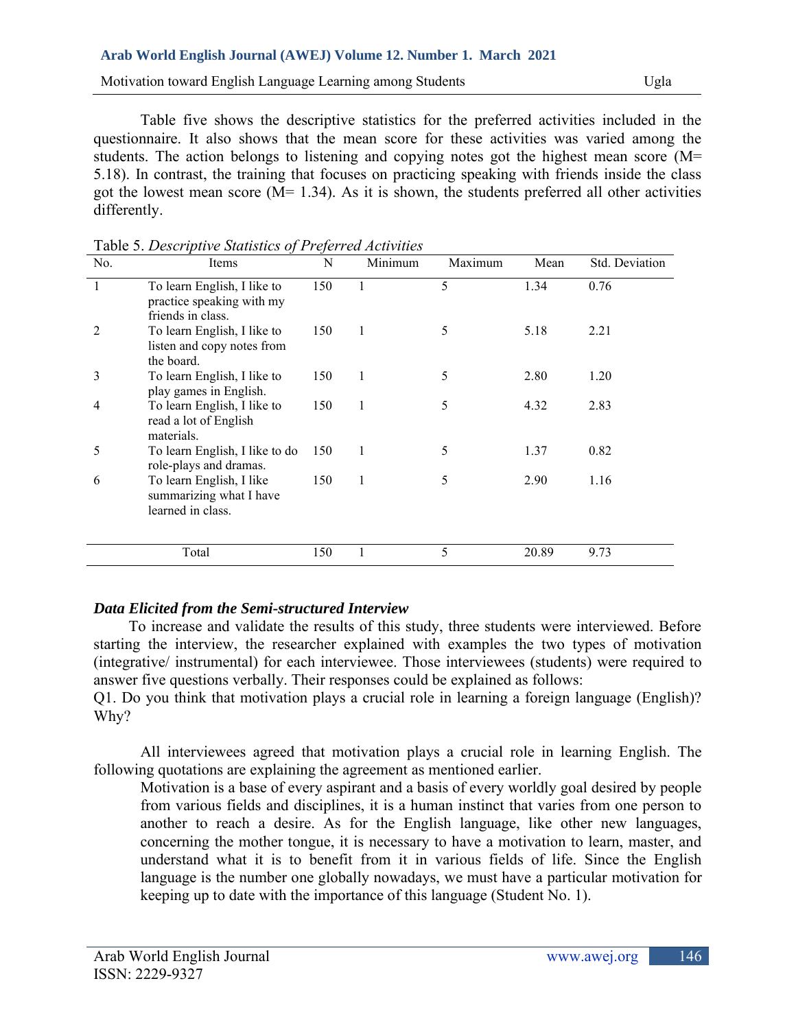Table five shows the descriptive statistics for the preferred activities included in the questionnaire. It also shows that the mean score for these activities was varied among the students. The action belongs to listening and copying notes got the highest mean score (M= 5.18). In contrast, the training that focuses on practicing speaking with friends inside the class got the lowest mean score (M= 1.34). As it is shown, the students preferred all other activities differently.

Table 5. *Descriptive Statistics of Preferred Activities*

| No. | Items | N | Minimum | Maximum | Mean | Std. Deviation |
|---|---|---|---|---|---|---|
| 1 | To learn English, I like to practice speaking with my friends in class. | 150 | 1 | 5 | 1.34 | 0.76 |
| 2 | To learn English, I like to listen and copy notes from the board. | 150 | 1 | 5 | 5.18 | 2.21 |
| 3 | To learn English, I like to play games in English. | 150 | 1 | 5 | 2.80 | 1.20 |
| 4 | To learn English, I like to read a lot of English materials. | 150 | 1 | 5 | 4.32 | 2.83 |
| 5 | To learn English, I like to do role-plays and dramas. | 150 | 1 | 5 | 1.37 | 0.82 |
| 6 | To learn English, I like summarizing what I have learned in class. | 150 | 1 | 5 | 2.90 | 1.16 |
| | Total | 150 | 1 | 5 | 20.89 | 9.73 |

***Data Elicited from the Semi-structured Interview***

To increase and validate the results of this study, three students were interviewed. Before starting the interview, the researcher explained with examples the two types of motivation (integrative/ instrumental) for each interviewee. Those interviewees (students) were required to answer five questions verbally. Their responses could be explained as follows:

Q1. Do you think that motivation plays a crucial role in learning a foreign language (English)? Why?

All interviewees agreed that motivation plays a crucial role in learning English. The following quotations are explaining the agreement as mentioned earlier.

> Motivation is a base of every aspirant and a basis of every worldly goal desired by people from various fields and disciplines, it is a human instinct that varies from one person to another to reach a desire. As for the English language, like other new languages, concerning the mother tongue, it is necessary to have a motivation to learn, master, and understand what it is to benefit from it in various fields of life. Since the English language is the number one globally nowadays, we must have a particular motivation for keeping up to date with the importance of this language (Student No. 1).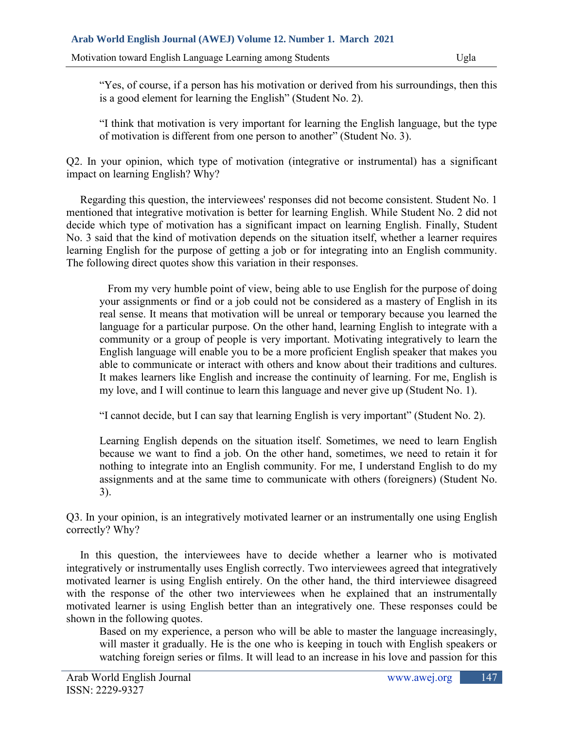> "Yes, of course, if a person has his motivation or derived from his surroundings, then this is a good element for learning the English" (Student No. 2).

> "I think that motivation is very important for learning the English language, but the type of motivation is different from one person to another" (Student No. 3).

Q2. In your opinion, which type of motivation (integrative or instrumental) has a significant impact on learning English? Why?

Regarding this question, the interviewees' responses did not become consistent. Student No. 1 mentioned that integrative motivation is better for learning English. While Student No. 2 did not decide which type of motivation has a significant impact on learning English. Finally, Student No. 3 said that the kind of motivation depends on the situation itself, whether a learner requires learning English for the purpose of getting a job or for integrating into an English community. The following direct quotes show this variation in their responses.

> From my very humble point of view, being able to use English for the purpose of doing your assignments or find or a job could not be considered as a mastery of English in its real sense. It means that motivation will be unreal or temporary because you learned the language for a particular purpose. On the other hand, learning English to integrate with a community or a group of people is very important. Motivating integratively to learn the English language will enable you to be a more proficient English speaker that makes you able to communicate or interact with others and know about their traditions and cultures. It makes learners like English and increase the continuity of learning. For me, English is my love, and I will continue to learn this language and never give up (Student No. 1).

> "I cannot decide, but I can say that learning English is very important" (Student No. 2).

> Learning English depends on the situation itself. Sometimes, we need to learn English because we want to find a job. On the other hand, sometimes, we need to retain it for nothing to integrate into an English community. For me, I understand English to do my assignments and at the same time to communicate with others (foreigners) (Student No. 3).

Q3. In your opinion, is an integratively motivated learner or an instrumentally one using English correctly? Why?

In this question, the interviewees have to decide whether a learner who is motivated integratively or instrumentally uses English correctly. Two interviewees agreed that integratively motivated learner is using English entirely. On the other hand, the third interviewee disagreed with the response of the other two interviewees when he explained that an instrumentally motivated learner is using English better than an integratively one. These responses could be shown in the following quotes.

> Based on my experience, a person who will be able to master the language increasingly, will master it gradually. He is the one who is keeping in touch with English speakers or watching foreign series or films. It will lead to an increase in his love and passion for this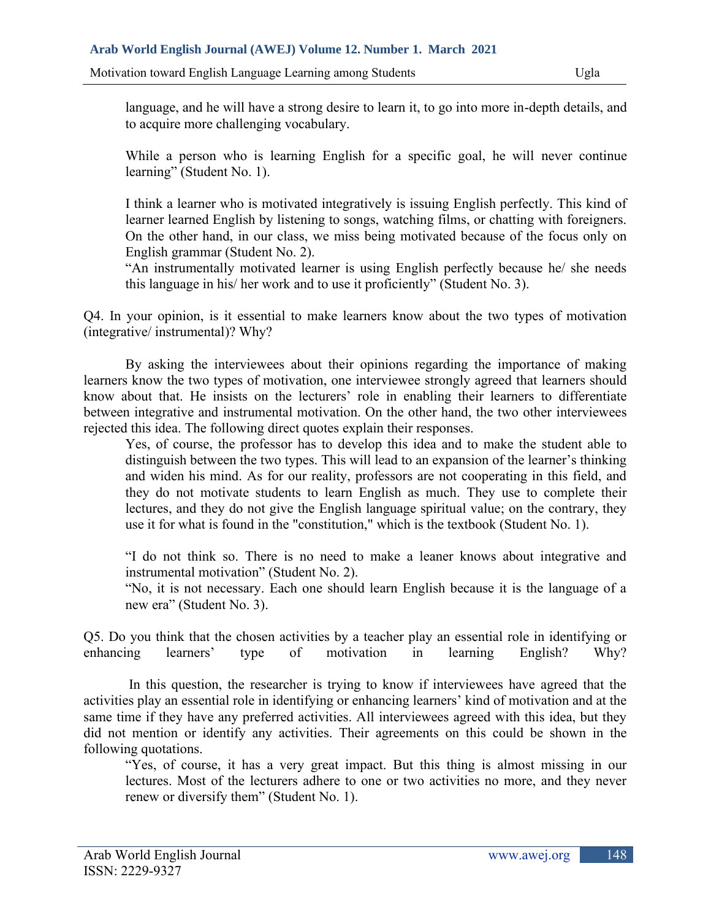> language, and he will have a strong desire to learn it, to go into more in-depth details, and to acquire more challenging vocabulary.
>
> While a person who is learning English for a specific goal, he will never continue learning" (Student No. 1).
>
> I think a learner who is motivated integratively is issuing English perfectly. This kind of learner learned English by listening to songs, watching films, or chatting with foreigners. On the other hand, in our class, we miss being motivated because of the focus only on English grammar (Student No. 2).
>
> "An instrumentally motivated learner is using English perfectly because he/ she needs this language in his/ her work and to use it proficiently" (Student No. 3).

Q4. In your opinion, is it essential to make learners know about the two types of motivation (integrative/ instrumental)? Why?

By asking the interviewees about their opinions regarding the importance of making learners know the two types of motivation, one interviewee strongly agreed that learners should know about that. He insists on the lecturers' role in enabling their learners to differentiate between integrative and instrumental motivation. On the other hand, the two other interviewees rejected this idea. The following direct quotes explain their responses.

> Yes, of course, the professor has to develop this idea and to make the student able to distinguish between the two types. This will lead to an expansion of the learner's thinking and widen his mind. As for our reality, professors are not cooperating in this field, and they do not motivate students to learn English as much. They use to complete their lectures, and they do not give the English language spiritual value; on the contrary, they use it for what is found in the "constitution," which is the textbook (Student No. 1).
>
> "I do not think so. There is no need to make a leaner knows about integrative and instrumental motivation" (Student No. 2).
>
> "No, it is not necessary. Each one should learn English because it is the language of a new era" (Student No. 3).

Q5. Do you think that the chosen activities by a teacher play an essential role in identifying or enhancing learners' type of motivation in learning English? Why?

In this question, the researcher is trying to know if interviewees have agreed that the activities play an essential role in identifying or enhancing learners' kind of motivation and at the same time if they have any preferred activities. All interviewees agreed with this idea, but they did not mention or identify any activities. Their agreements on this could be shown in the following quotations.

> "Yes, of course, it has a very great impact. But this thing is almost missing in our lectures. Most of the lecturers adhere to one or two activities no more, and they never renew or diversify them" (Student No. 1).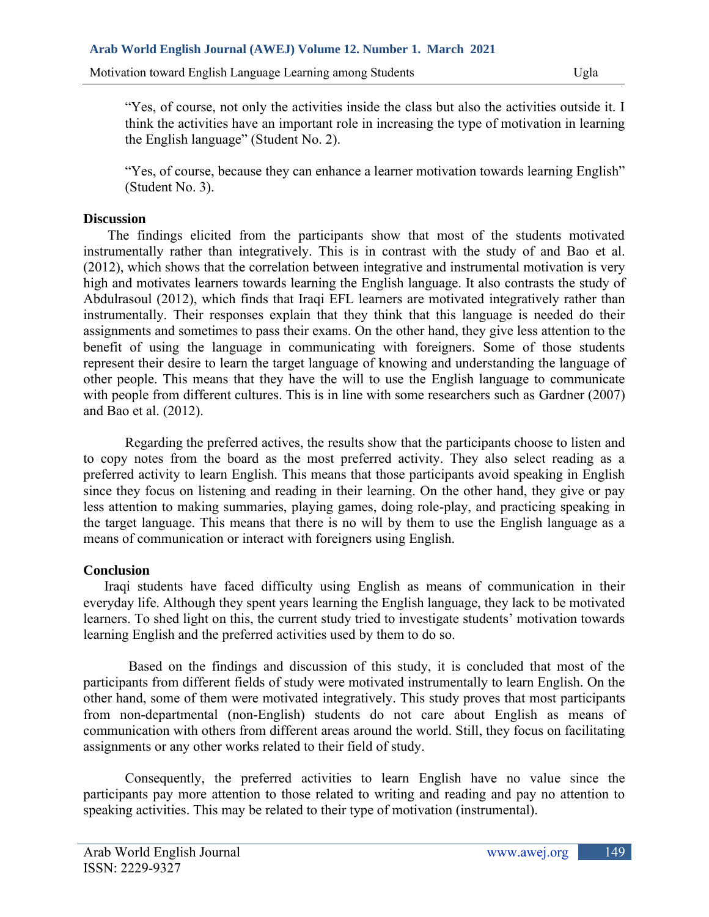"Yes, of course, not only the activities inside the class but also the activities outside it. I think the activities have an important role in increasing the type of motivation in learning the English language" (Student No. 2).

"Yes, of course, because they can enhance a learner motivation towards learning English" (Student No. 3).

## Discussion

The findings elicited from the participants show that most of the students motivated instrumentally rather than integratively. This is in contrast with the study of and Bao et al. (2012), which shows that the correlation between integrative and instrumental motivation is very high and motivates learners towards learning the English language. It also contrasts the study of Abdulrasoul (2012), which finds that Iraqi EFL learners are motivated integratively rather than instrumentally. Their responses explain that they think that this language is needed do their assignments and sometimes to pass their exams. On the other hand, they give less attention to the benefit of using the language in communicating with foreigners. Some of those students represent their desire to learn the target language of knowing and understanding the language of other people. This means that they have the will to use the English language to communicate with people from different cultures. This is in line with some researchers such as Gardner (2007) and Bao et al. (2012).

Regarding the preferred actives, the results show that the participants choose to listen and to copy notes from the board as the most preferred activity. They also select reading as a preferred activity to learn English. This means that those participants avoid speaking in English since they focus on listening and reading in their learning. On the other hand, they give or pay less attention to making summaries, playing games, doing role-play, and practicing speaking in the target language. This means that there is no will by them to use the English language as a means of communication or interact with foreigners using English.

## Conclusion

Iraqi students have faced difficulty using English as means of communication in their everyday life. Although they spent years learning the English language, they lack to be motivated learners. To shed light on this, the current study tried to investigate students' motivation towards learning English and the preferred activities used by them to do so.

Based on the findings and discussion of this study, it is concluded that most of the participants from different fields of study were motivated instrumentally to learn English. On the other hand, some of them were motivated integratively. This study proves that most participants from non-departmental (non-English) students do not care about English as means of communication with others from different areas around the world. Still, they focus on facilitating assignments or any other works related to their field of study.

Consequently, the preferred activities to learn English have no value since the participants pay more attention to those related to writing and reading and pay no attention to speaking activities. This may be related to their type of motivation (instrumental).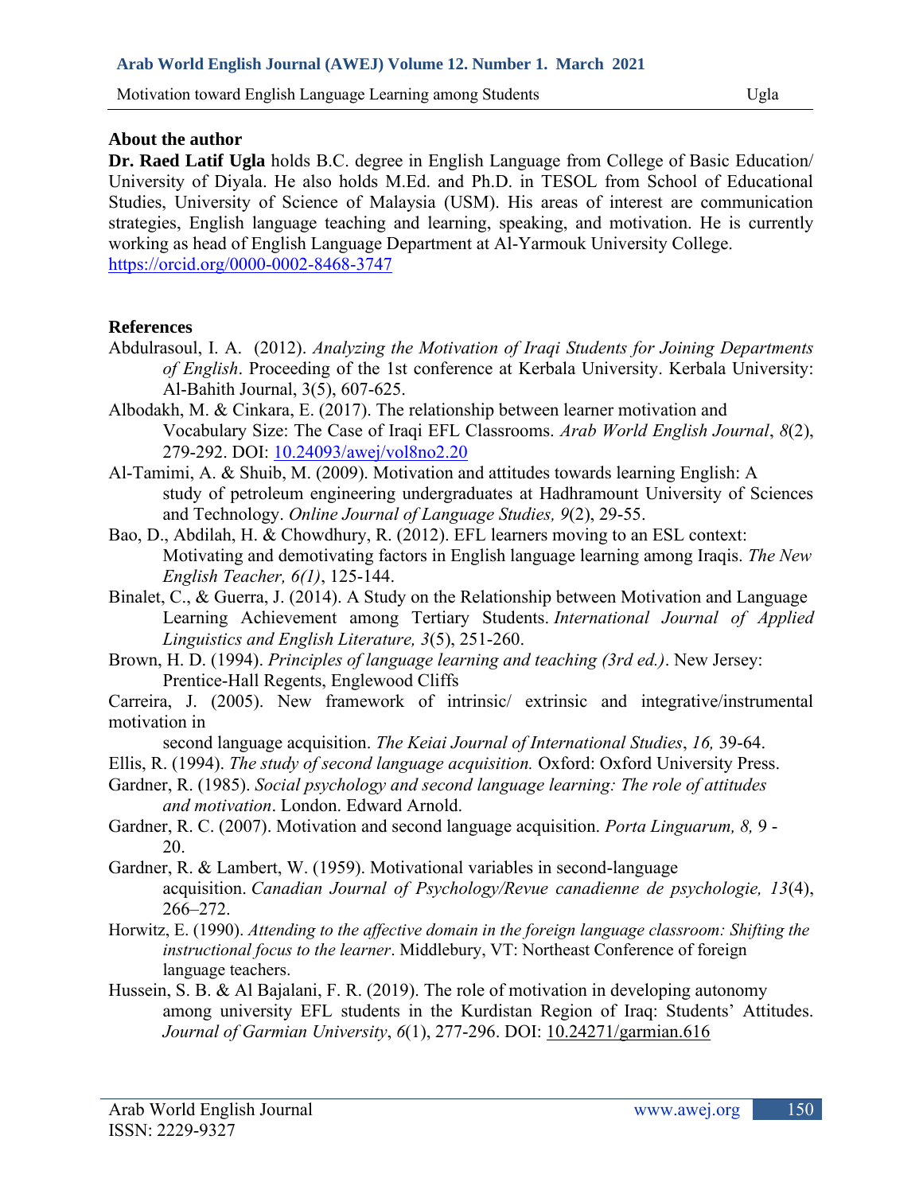## About the author

**Dr. Raed Latif Ugla** holds B.C. degree in English Language from College of Basic Education/ University of Diyala. He also holds M.Ed. and Ph.D. in TESOL from School of Educational Studies, University of Science of Malaysia (USM). His areas of interest are communication strategies, English language teaching and learning, speaking, and motivation. He is currently working as head of English Language Department at Al-Yarmouk University College.
https://orcid.org/0000-0002-8468-3747

## References

Abdulrasoul, I. A. (2012). *Analyzing the Motivation of Iraqi Students for Joining Departments of English*. Proceeding of the 1st conference at Kerbala University. Kerbala University: Al-Bahith Journal, 3(5), 607-625.

Albodakh, M. & Cinkara, E. (2017). The relationship between learner motivation and Vocabulary Size: The Case of Iraqi EFL Classrooms. *Arab World English Journal*, *8*(2), 279-292. DOI: 10.24093/awej/vol8no2.20

Al-Tamimi, A. & Shuib, M. (2009). Motivation and attitudes towards learning English: A study of petroleum engineering undergraduates at Hadhramount University of Sciences and Technology. *Online Journal of Language Studies, 9*(2), 29-55.

Bao, D., Abdilah, H. & Chowdhury, R. (2012). EFL learners moving to an ESL context: Motivating and demotivating factors in English language learning among Iraqis. *The New English Teacher, 6(1)*, 125-144.

Binalet, C., & Guerra, J. (2014). A Study on the Relationship between Motivation and Language Learning Achievement among Tertiary Students. *International Journal of Applied Linguistics and English Literature, 3*(5), 251-260.

Brown, H. D. (1994). *Principles of language learning and teaching (3rd ed.)*. New Jersey: Prentice-Hall Regents, Englewood Cliffs

Carreira, J. (2005). New framework of intrinsic/ extrinsic and integrative/instrumental motivation in second language acquisition. *The Keiai Journal of International Studies*, *16,* 39-64.

Ellis, R. (1994). *The study of second language acquisition.* Oxford: Oxford University Press.

Gardner, R. (1985). *Social psychology and second language learning: The role of attitudes and motivation*. London. Edward Arnold.

Gardner, R. C. (2007). Motivation and second language acquisition. *Porta Linguarum, 8,* 9 - 20.

Gardner, R. & Lambert, W. (1959). Motivational variables in second-language acquisition. *Canadian Journal of Psychology/Revue canadienne de psychologie, 13*(4), 266–272.

Horwitz, E. (1990). *Attending to the affective domain in the foreign language classroom: Shifting the instructional focus to the learner*. Middlebury, VT: Northeast Conference of foreign language teachers.

Hussein, S. B. & Al Bajalani, F. R. (2019). The role of motivation in developing autonomy among university EFL students in the Kurdistan Region of Iraq: Students' Attitudes. *Journal of Garmian University*, *6*(1), 277-296. DOI: 10.24271/garmian.616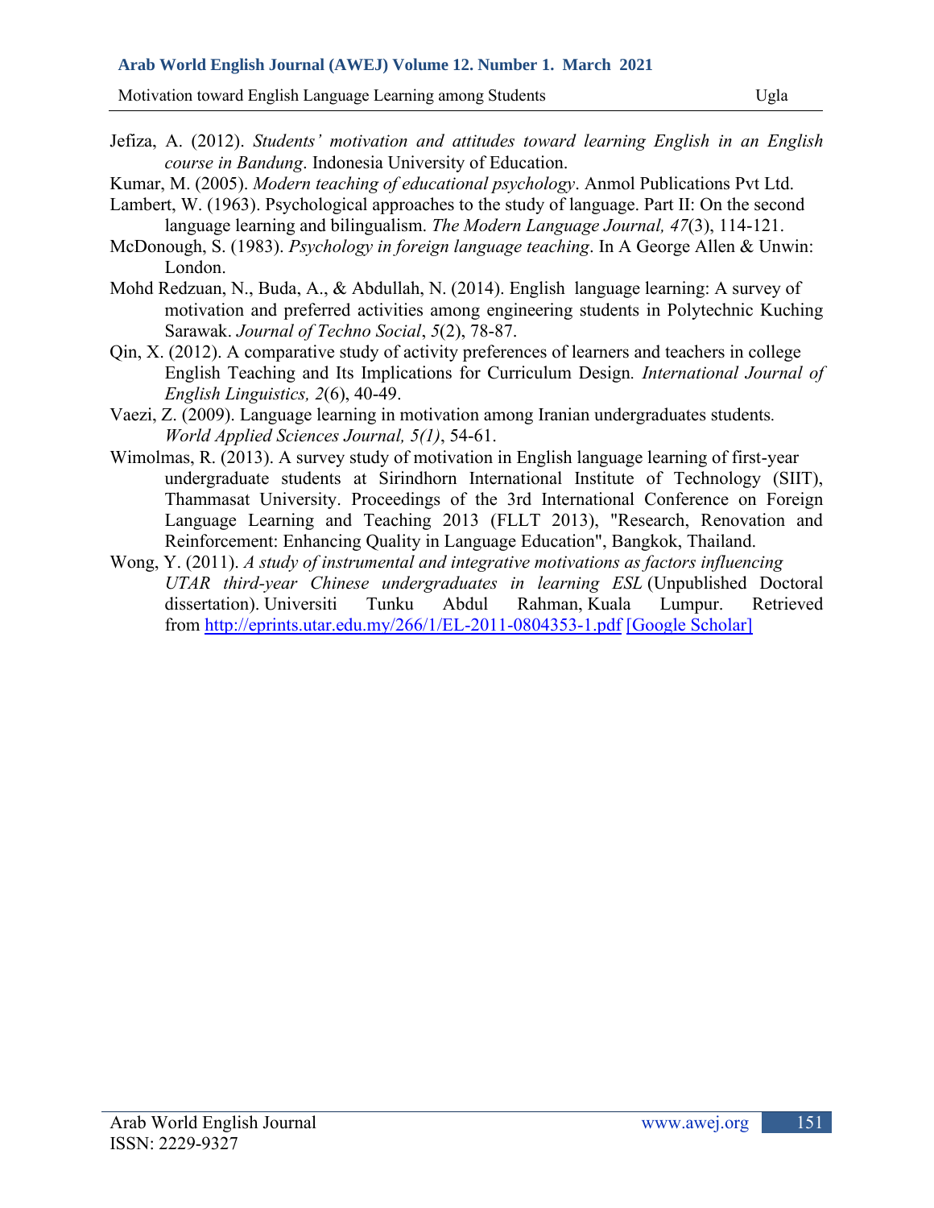Jefiza, A. (2012). *Students' motivation and attitudes toward learning English in an English course in Bandung*. Indonesia University of Education.

Kumar, M. (2005). *Modern teaching of educational psychology*. Anmol Publications Pvt Ltd.

Lambert, W. (1963). Psychological approaches to the study of language. Part II: On the second language learning and bilingualism. *The Modern Language Journal, 47*(3), 114-121.

McDonough, S. (1983). *Psychology in foreign language teaching*. In A George Allen & Unwin: London.

Mohd Redzuan, N., Buda, A., & Abdullah, N. (2014). English language learning: A survey of motivation and preferred activities among engineering students in Polytechnic Kuching Sarawak. *Journal of Techno Social*, *5*(2), 78-87.

Qin, X. (2012). A comparative study of activity preferences of learners and teachers in college English Teaching and Its Implications for Curriculum Design. *International Journal of English Linguistics, 2*(6), 40-49.

Vaezi, Z. (2009). Language learning in motivation among Iranian undergraduates students. *World Applied Sciences Journal, 5(1)*, 54-61.

Wimolmas, R. (2013). A survey study of motivation in English language learning of first-year undergraduate students at Sirindhorn International Institute of Technology (SIIT), Thammasat University. Proceedings of the 3rd International Conference on Foreign Language Learning and Teaching 2013 (FLLT 2013), "Research, Renovation and Reinforcement: Enhancing Quality in Language Education", Bangkok, Thailand.

Wong, Y. (2011). *A study of instrumental and integrative motivations as factors influencing UTAR third-year Chinese undergraduates in learning ESL* (Unpublished Doctoral dissertation). Universiti Tunku Abdul Rahman, Kuala Lumpur. Retrieved from http://eprints.utar.edu.my/266/1/EL-2011-0804353-1.pdf [Google Scholar]